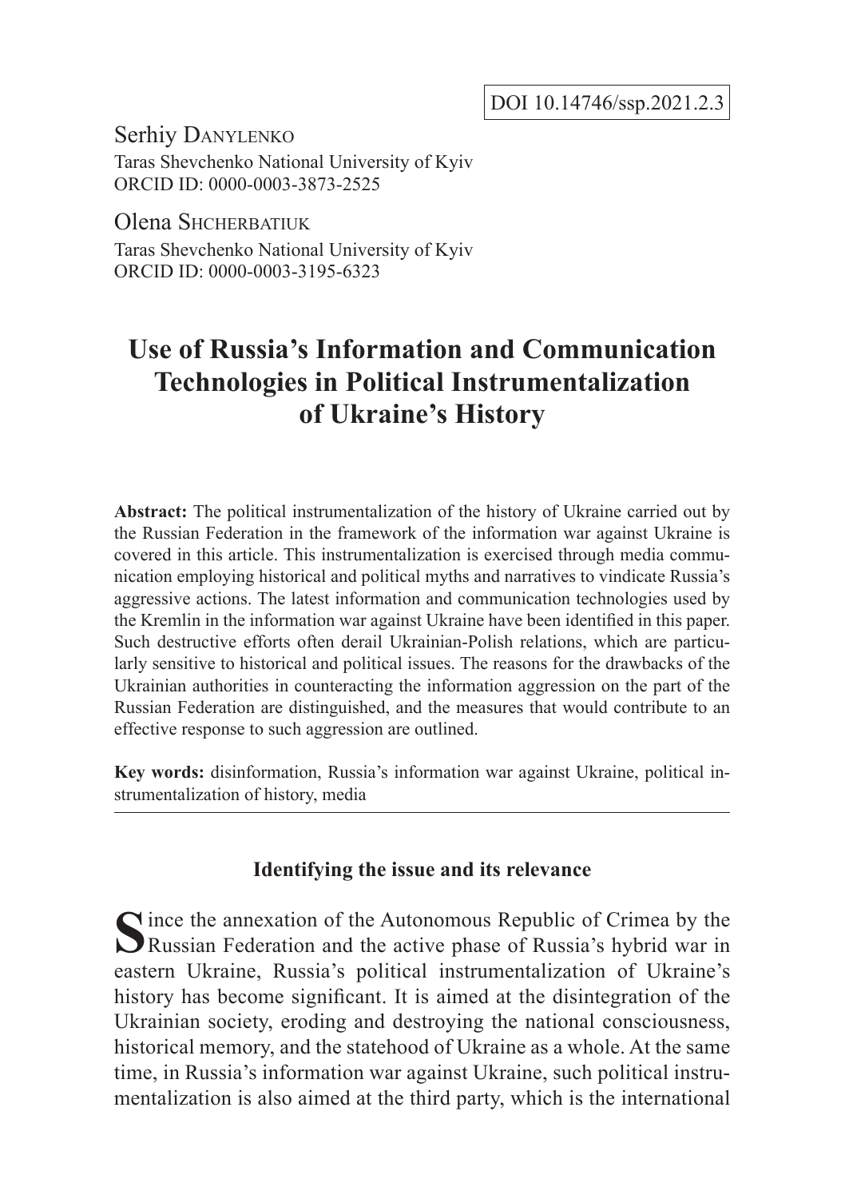DOI 10.14746/ssp.2021.2.3

Serhiy Danylenko
Taras Shevchenko National University of Kyiv
ORCID ID: 0000-0003-3873-2525

Olena Shcherbatiuk
Taras Shevchenko National University of Kyiv
ORCID ID: 0000-0003-3195-6323

# Use of Russia's Information and Communication Technologies in Political Instrumentalization of Ukraine's History

**Abstract:** The political instrumentalization of the history of Ukraine carried out by the Russian Federation in the framework of the information war against Ukraine is covered in this article. This instrumentalization is exercised through media communication employing historical and political myths and narratives to vindicate Russia's aggressive actions. The latest information and communication technologies used by the Kremlin in the information war against Ukraine have been identified in this paper. Such destructive efforts often derail Ukrainian-Polish relations, which are particularly sensitive to historical and political issues. The reasons for the drawbacks of the Ukrainian authorities in counteracting the information aggression on the part of the Russian Federation are distinguished, and the measures that would contribute to an effective response to such aggression are outlined.

**Key words:** disinformation, Russia's information war against Ukraine, political instrumentalization of history, media

## Identifying the issue and its relevance

Since the annexation of the Autonomous Republic of Crimea by the Russian Federation and the active phase of Russia's hybrid war in eastern Ukraine, Russia's political instrumentalization of Ukraine's history has become significant. It is aimed at the disintegration of the Ukrainian society, eroding and destroying the national consciousness, historical memory, and the statehood of Ukraine as a whole. At the same time, in Russia's information war against Ukraine, such political instrumentalization is also aimed at the third party, which is the international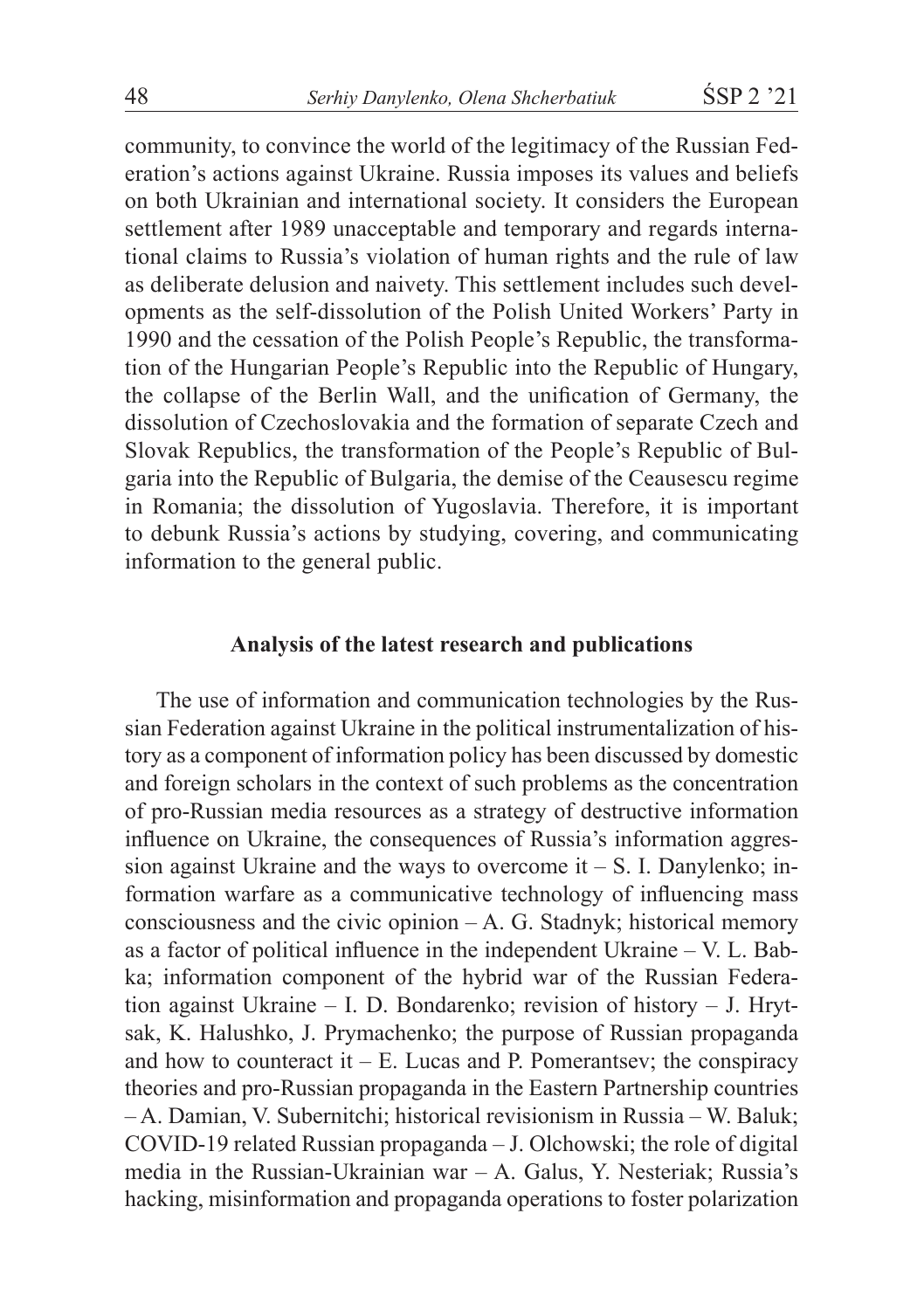community, to convince the world of the legitimacy of the Russian Federation's actions against Ukraine. Russia imposes its values and beliefs on both Ukrainian and international society. It considers the European settlement after 1989 unacceptable and temporary and regards international claims to Russia's violation of human rights and the rule of law as deliberate delusion and naivety. This settlement includes such developments as the self-dissolution of the Polish United Workers' Party in 1990 and the cessation of the Polish People's Republic, the transformation of the Hungarian People's Republic into the Republic of Hungary, the collapse of the Berlin Wall, and the unification of Germany, the dissolution of Czechoslovakia and the formation of separate Czech and Slovak Republics, the transformation of the People's Republic of Bulgaria into the Republic of Bulgaria, the demise of the Ceausescu regime in Romania; the dissolution of Yugoslavia. Therefore, it is important to debunk Russia's actions by studying, covering, and communicating information to the general public.

## Analysis of the latest research and publications

The use of information and communication technologies by the Russian Federation against Ukraine in the political instrumentalization of history as a component of information policy has been discussed by domestic and foreign scholars in the context of such problems as the concentration of pro-Russian media resources as a strategy of destructive information influence on Ukraine, the consequences of Russia's information aggression against Ukraine and the ways to overcome it – S. I. Danylenko; information warfare as a communicative technology of influencing mass consciousness and the civic opinion – A. G. Stadnyk; historical memory as a factor of political influence in the independent Ukraine – V. L. Babka; information component of the hybrid war of the Russian Federation against Ukraine – I. D. Bondarenko; revision of history – J. Hrytsak, K. Halushko, J. Prymachenko; the purpose of Russian propaganda and how to counteract it – E. Lucas and P. Pomerantsev; the conspiracy theories and pro-Russian propaganda in the Eastern Partnership countries – A. Damian, V. Subernitchi; historical revisionism in Russia – W. Baluk; COVID-19 related Russian propaganda – J. Olchowski; the role of digital media in the Russian-Ukrainian war – A. Galus, Y. Nesteriak; Russia's hacking, misinformation and propaganda operations to foster polarization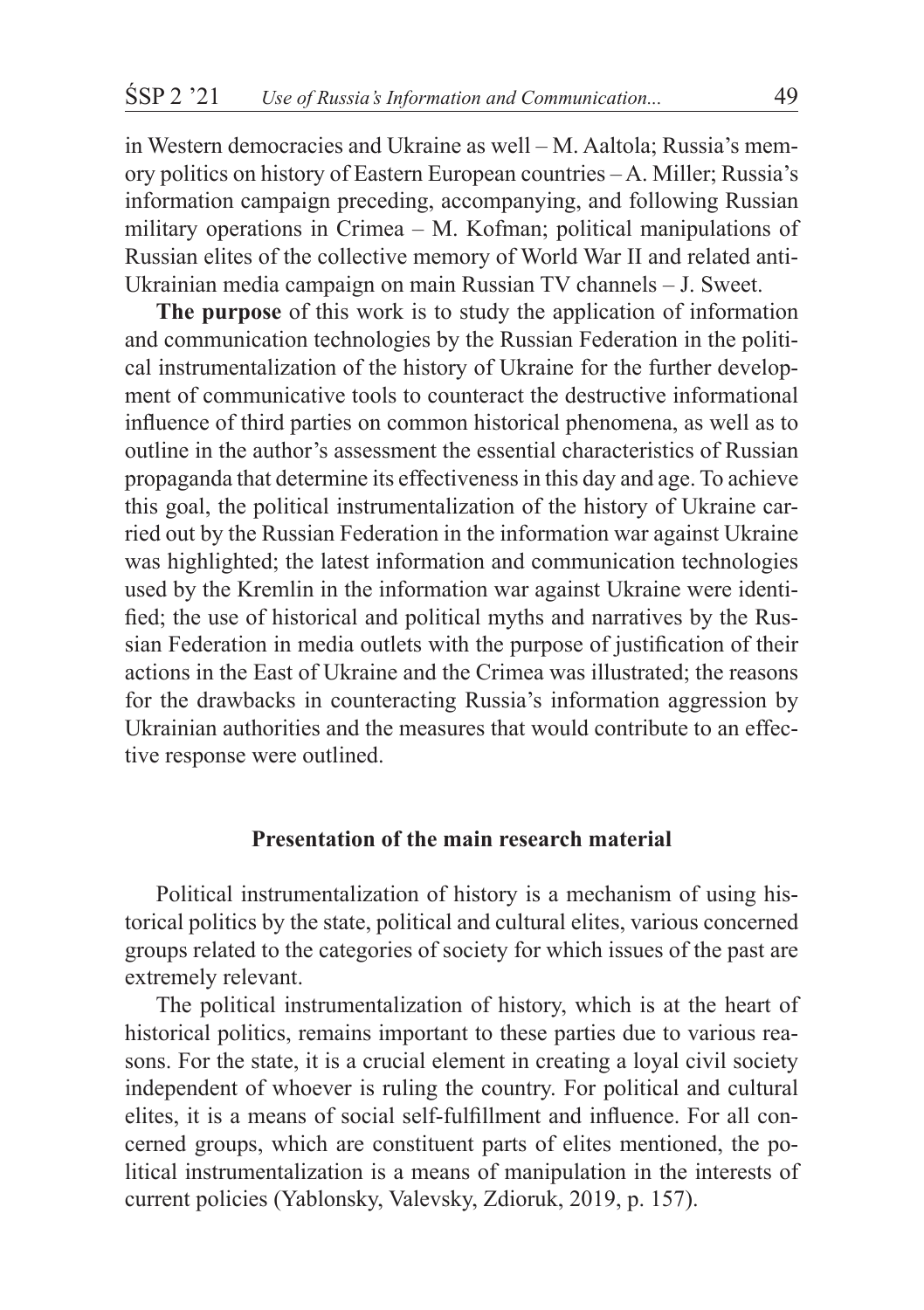in Western democracies and Ukraine as well – M. Aaltola; Russia's memory politics on history of Eastern European countries – A. Miller; Russia's information campaign preceding, accompanying, and following Russian military operations in Crimea – M. Kofman; political manipulations of Russian elites of the collective memory of World War II and related anti-Ukrainian media campaign on main Russian TV channels – J. Sweet.

**The purpose** of this work is to study the application of information and communication technologies by the Russian Federation in the political instrumentalization of the history of Ukraine for the further development of communicative tools to counteract the destructive informational influence of third parties on common historical phenomena, as well as to outline in the author's assessment the essential characteristics of Russian propaganda that determine its effectiveness in this day and age. To achieve this goal, the political instrumentalization of the history of Ukraine carried out by the Russian Federation in the information war against Ukraine was highlighted; the latest information and communication technologies used by the Kremlin in the information war against Ukraine were identified; the use of historical and political myths and narratives by the Russian Federation in media outlets with the purpose of justification of their actions in the East of Ukraine and the Crimea was illustrated; the reasons for the drawbacks in counteracting Russia's information aggression by Ukrainian authorities and the measures that would contribute to an effective response were outlined.

## Presentation of the main research material

Political instrumentalization of history is a mechanism of using historical politics by the state, political and cultural elites, various concerned groups related to the categories of society for which issues of the past are extremely relevant.

The political instrumentalization of history, which is at the heart of historical politics, remains important to these parties due to various reasons. For the state, it is a crucial element in creating a loyal civil society independent of whoever is ruling the country. For political and cultural elites, it is a means of social self-fulfillment and influence. For all concerned groups, which are constituent parts of elites mentioned, the political instrumentalization is a means of manipulation in the interests of current policies (Yablonsky, Valevsky, Zdioruk, 2019, p. 157).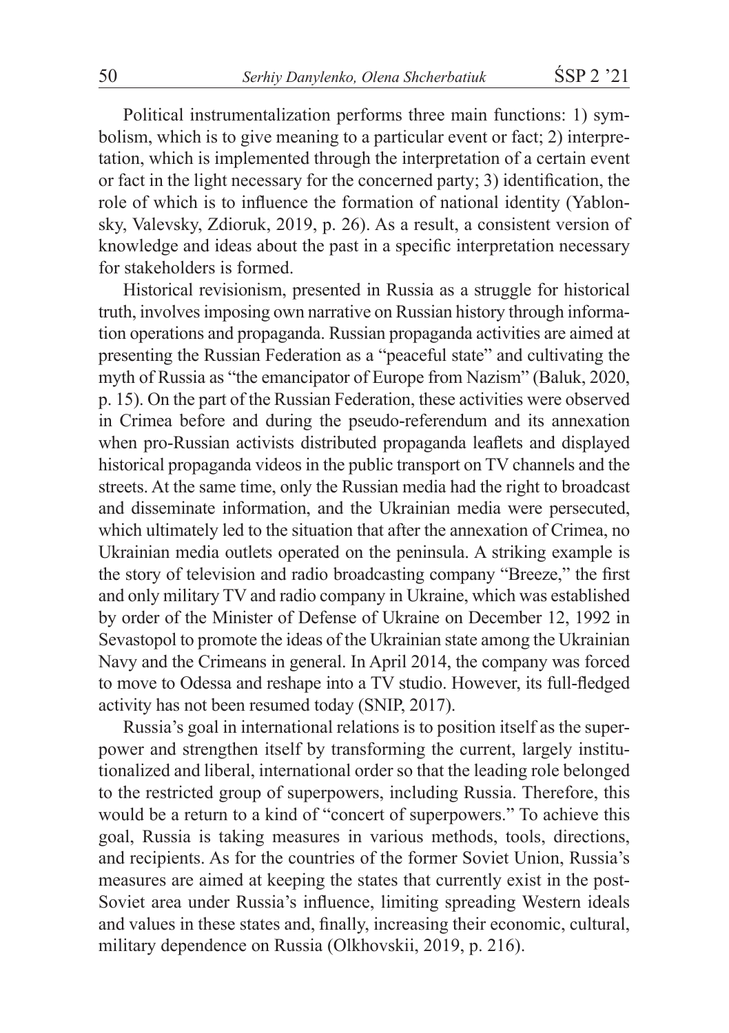Political instrumentalization performs three main functions: 1) symbolism, which is to give meaning to a particular event or fact; 2) interpretation, which is implemented through the interpretation of a certain event or fact in the light necessary for the concerned party; 3) identification, the role of which is to influence the formation of national identity (Yablonsky, Valevsky, Zdioruk, 2019, p. 26). As a result, a consistent version of knowledge and ideas about the past in a specific interpretation necessary for stakeholders is formed.

Historical revisionism, presented in Russia as a struggle for historical truth, involves imposing own narrative on Russian history through information operations and propaganda. Russian propaganda activities are aimed at presenting the Russian Federation as a "peaceful state" and cultivating the myth of Russia as "the emancipator of Europe from Nazism" (Baluk, 2020, p. 15). On the part of the Russian Federation, these activities were observed in Crimea before and during the pseudo-referendum and its annexation when pro-Russian activists distributed propaganda leaflets and displayed historical propaganda videos in the public transport on TV channels and the streets. At the same time, only the Russian media had the right to broadcast and disseminate information, and the Ukrainian media were persecuted, which ultimately led to the situation that after the annexation of Crimea, no Ukrainian media outlets operated on the peninsula. A striking example is the story of television and radio broadcasting company "Breeze," the first and only military TV and radio company in Ukraine, which was established by order of the Minister of Defense of Ukraine on December 12, 1992 in Sevastopol to promote the ideas of the Ukrainian state among the Ukrainian Navy and the Crimeans in general. In April 2014, the company was forced to move to Odessa and reshape into a TV studio. However, its full-fledged activity has not been resumed today (SNIP, 2017).

Russia's goal in international relations is to position itself as the superpower and strengthen itself by transforming the current, largely institutionalized and liberal, international order so that the leading role belonged to the restricted group of superpowers, including Russia. Therefore, this would be a return to a kind of "concert of superpowers." To achieve this goal, Russia is taking measures in various methods, tools, directions, and recipients. As for the countries of the former Soviet Union, Russia's measures are aimed at keeping the states that currently exist in the post-Soviet area under Russia's influence, limiting spreading Western ideals and values in these states and, finally, increasing their economic, cultural, military dependence on Russia (Olkhovskii, 2019, p. 216).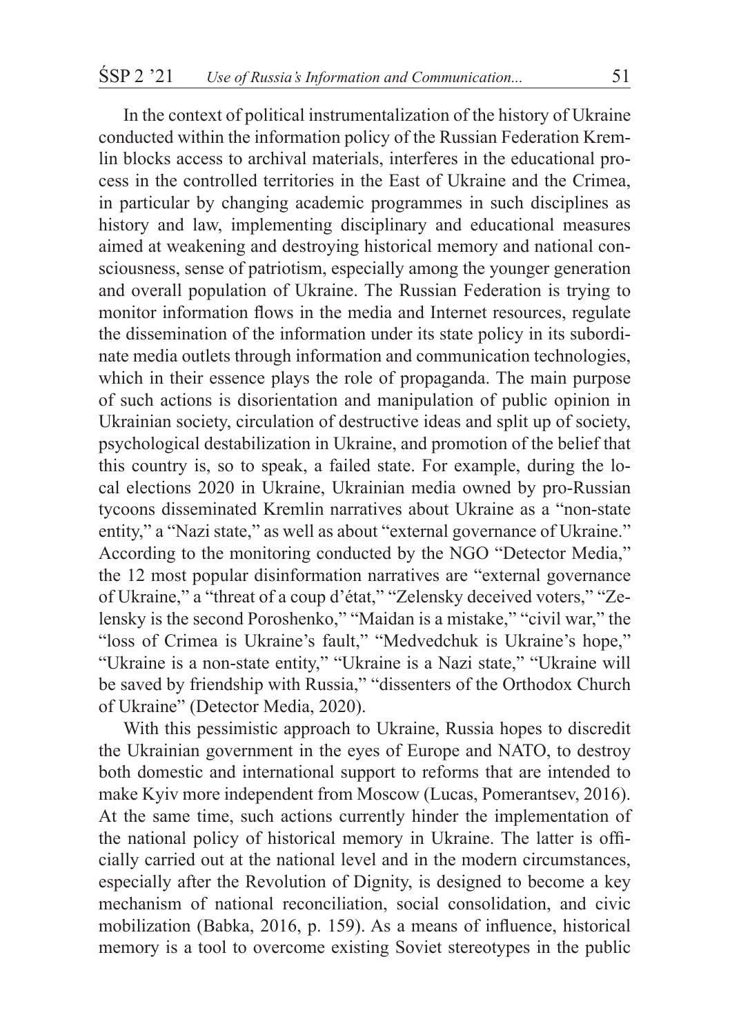In the context of political instrumentalization of the history of Ukraine conducted within the information policy of the Russian Federation Kremlin blocks access to archival materials, interferes in the educational process in the controlled territories in the East of Ukraine and the Crimea, in particular by changing academic programmes in such disciplines as history and law, implementing disciplinary and educational measures aimed at weakening and destroying historical memory and national consciousness, sense of patriotism, especially among the younger generation and overall population of Ukraine. The Russian Federation is trying to monitor information flows in the media and Internet resources, regulate the dissemination of the information under its state policy in its subordinate media outlets through information and communication technologies, which in their essence plays the role of propaganda. The main purpose of such actions is disorientation and manipulation of public opinion in Ukrainian society, circulation of destructive ideas and split up of society, psychological destabilization in Ukraine, and promotion of the belief that this country is, so to speak, a failed state. For example, during the local elections 2020 in Ukraine, Ukrainian media owned by pro-Russian tycoons disseminated Kremlin narratives about Ukraine as a "non-state entity," a "Nazi state," as well as about "external governance of Ukraine." According to the monitoring conducted by the NGO "Detector Media," the 12 most popular disinformation narratives are "external governance of Ukraine," a "threat of a coup d'état," "Zelensky deceived voters," "Zelensky is the second Poroshenko," "Maidan is a mistake," "civil war," the "loss of Crimea is Ukraine's fault," "Medvedchuk is Ukraine's hope," "Ukraine is a non-state entity," "Ukraine is a Nazi state," "Ukraine will be saved by friendship with Russia," "dissenters of the Orthodox Church of Ukraine" (Detector Media, 2020).

With this pessimistic approach to Ukraine, Russia hopes to discredit the Ukrainian government in the eyes of Europe and NATO, to destroy both domestic and international support to reforms that are intended to make Kyiv more independent from Moscow (Lucas, Pomerantsev, 2016). At the same time, such actions currently hinder the implementation of the national policy of historical memory in Ukraine. The latter is officially carried out at the national level and in the modern circumstances, especially after the Revolution of Dignity, is designed to become a key mechanism of national reconciliation, social consolidation, and civic mobilization (Babka, 2016, p. 159). As a means of influence, historical memory is a tool to overcome existing Soviet stereotypes in the public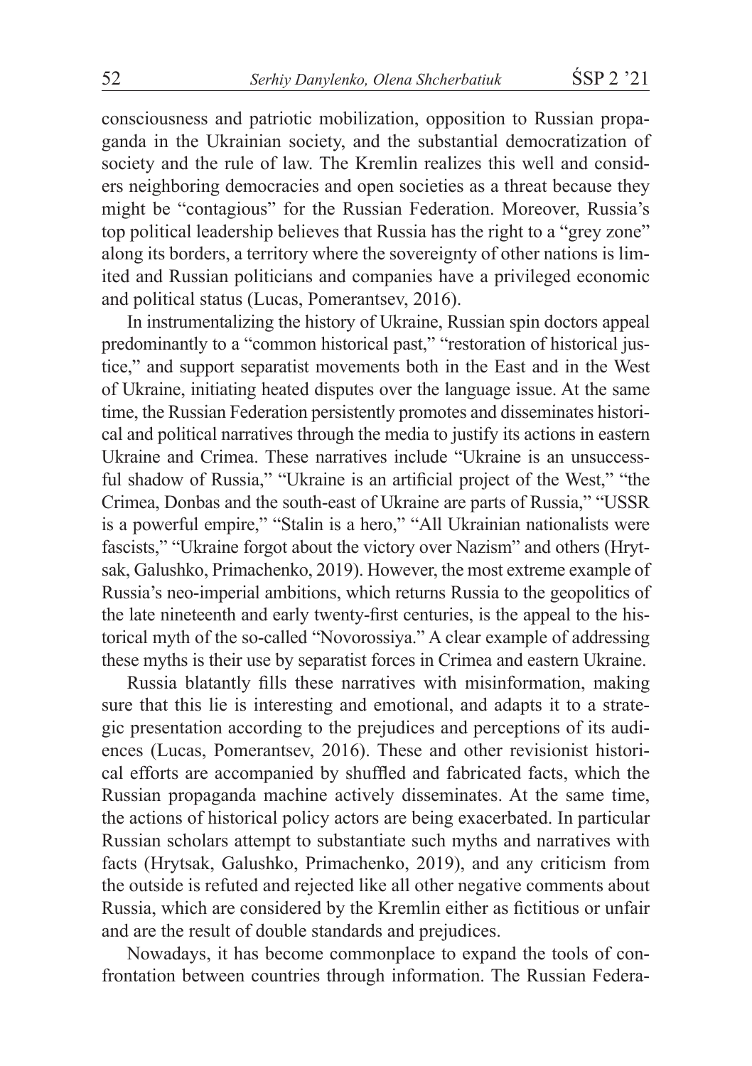consciousness and patriotic mobilization, opposition to Russian propaganda in the Ukrainian society, and the substantial democratization of society and the rule of law. The Kremlin realizes this well and considers neighboring democracies and open societies as a threat because they might be "contagious" for the Russian Federation. Moreover, Russia's top political leadership believes that Russia has the right to a "grey zone" along its borders, a territory where the sovereignty of other nations is limited and Russian politicians and companies have a privileged economic and political status (Lucas, Pomerantsev, 2016).

In instrumentalizing the history of Ukraine, Russian spin doctors appeal predominantly to a "common historical past," "restoration of historical justice," and support separatist movements both in the East and in the West of Ukraine, initiating heated disputes over the language issue. At the same time, the Russian Federation persistently promotes and disseminates historical and political narratives through the media to justify its actions in eastern Ukraine and Crimea. These narratives include "Ukraine is an unsuccessful shadow of Russia," "Ukraine is an artificial project of the West," "the Crimea, Donbas and the south-east of Ukraine are parts of Russia," "USSR is a powerful empire," "Stalin is a hero," "All Ukrainian nationalists were fascists," "Ukraine forgot about the victory over Nazism" and others (Hrytsak, Galushko, Primachenko, 2019). However, the most extreme example of Russia's neo-imperial ambitions, which returns Russia to the geopolitics of the late nineteenth and early twenty-first centuries, is the appeal to the historical myth of the so-called "Novorossiya." A clear example of addressing these myths is their use by separatist forces in Crimea and eastern Ukraine.

Russia blatantly fills these narratives with misinformation, making sure that this lie is interesting and emotional, and adapts it to a strategic presentation according to the prejudices and perceptions of its audiences (Lucas, Pomerantsev, 2016). These and other revisionist historical efforts are accompanied by shuffled and fabricated facts, which the Russian propaganda machine actively disseminates. At the same time, the actions of historical policy actors are being exacerbated. In particular Russian scholars attempt to substantiate such myths and narratives with facts (Hrytsak, Galushko, Primachenko, 2019), and any criticism from the outside is refuted and rejected like all other negative comments about Russia, which are considered by the Kremlin either as fictitious or unfair and are the result of double standards and prejudices.

Nowadays, it has become commonplace to expand the tools of confrontation between countries through information. The Russian Federa-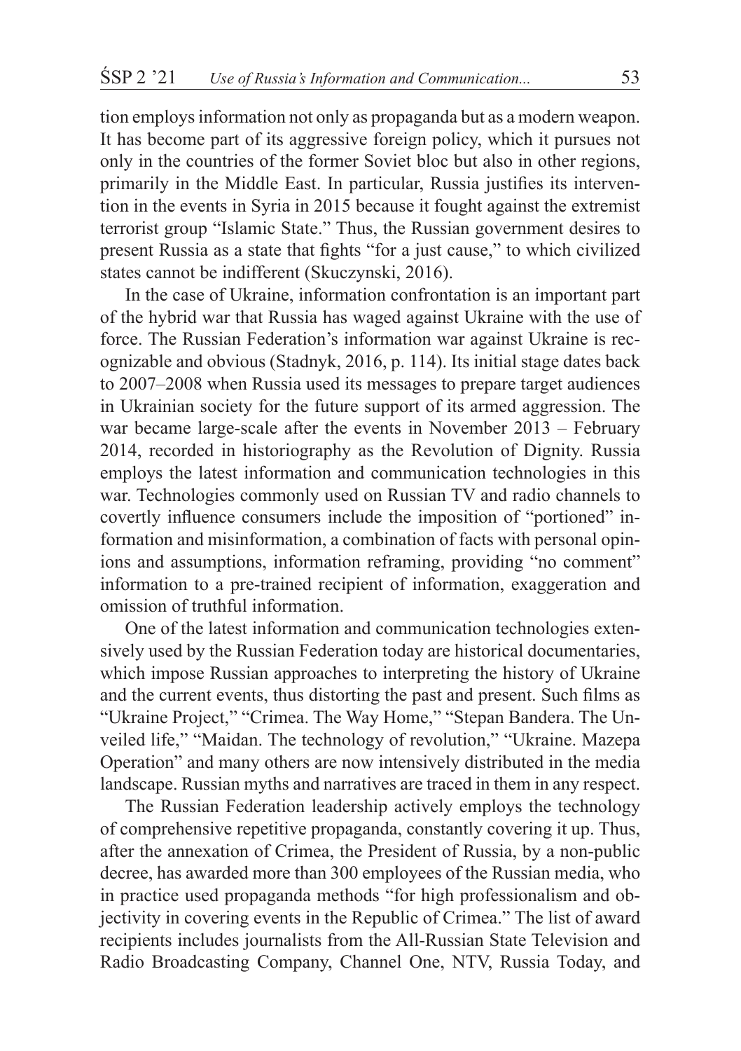tion employs information not only as propaganda but as a modern weapon. It has become part of its aggressive foreign policy, which it pursues not only in the countries of the former Soviet bloc but also in other regions, primarily in the Middle East. In particular, Russia justifies its intervention in the events in Syria in 2015 because it fought against the extremist terrorist group "Islamic State." Thus, the Russian government desires to present Russia as a state that fights "for a just cause," to which civilized states cannot be indifferent (Skuczynski, 2016).

In the case of Ukraine, information confrontation is an important part of the hybrid war that Russia has waged against Ukraine with the use of force. The Russian Federation's information war against Ukraine is recognizable and obvious (Stadnyk, 2016, p. 114). Its initial stage dates back to 2007–2008 when Russia used its messages to prepare target audiences in Ukrainian society for the future support of its armed aggression. The war became large-scale after the events in November 2013 – February 2014, recorded in historiography as the Revolution of Dignity. Russia employs the latest information and communication technologies in this war. Technologies commonly used on Russian TV and radio channels to covertly influence consumers include the imposition of "portioned" information and misinformation, a combination of facts with personal opinions and assumptions, information reframing, providing "no comment" information to a pre-trained recipient of information, exaggeration and omission of truthful information.

One of the latest information and communication technologies extensively used by the Russian Federation today are historical documentaries, which impose Russian approaches to interpreting the history of Ukraine and the current events, thus distorting the past and present. Such films as "Ukraine Project," "Crimea. The Way Home," "Stepan Bandera. The Unveiled life," "Maidan. The technology of revolution," "Ukraine. Mazepa Operation" and many others are now intensively distributed in the media landscape. Russian myths and narratives are traced in them in any respect.

The Russian Federation leadership actively employs the technology of comprehensive repetitive propaganda, constantly covering it up. Thus, after the annexation of Crimea, the President of Russia, by a non-public decree, has awarded more than 300 employees of the Russian media, who in practice used propaganda methods "for high professionalism and objectivity in covering events in the Republic of Crimea." The list of award recipients includes journalists from the All-Russian State Television and Radio Broadcasting Company, Channel One, NTV, Russia Today, and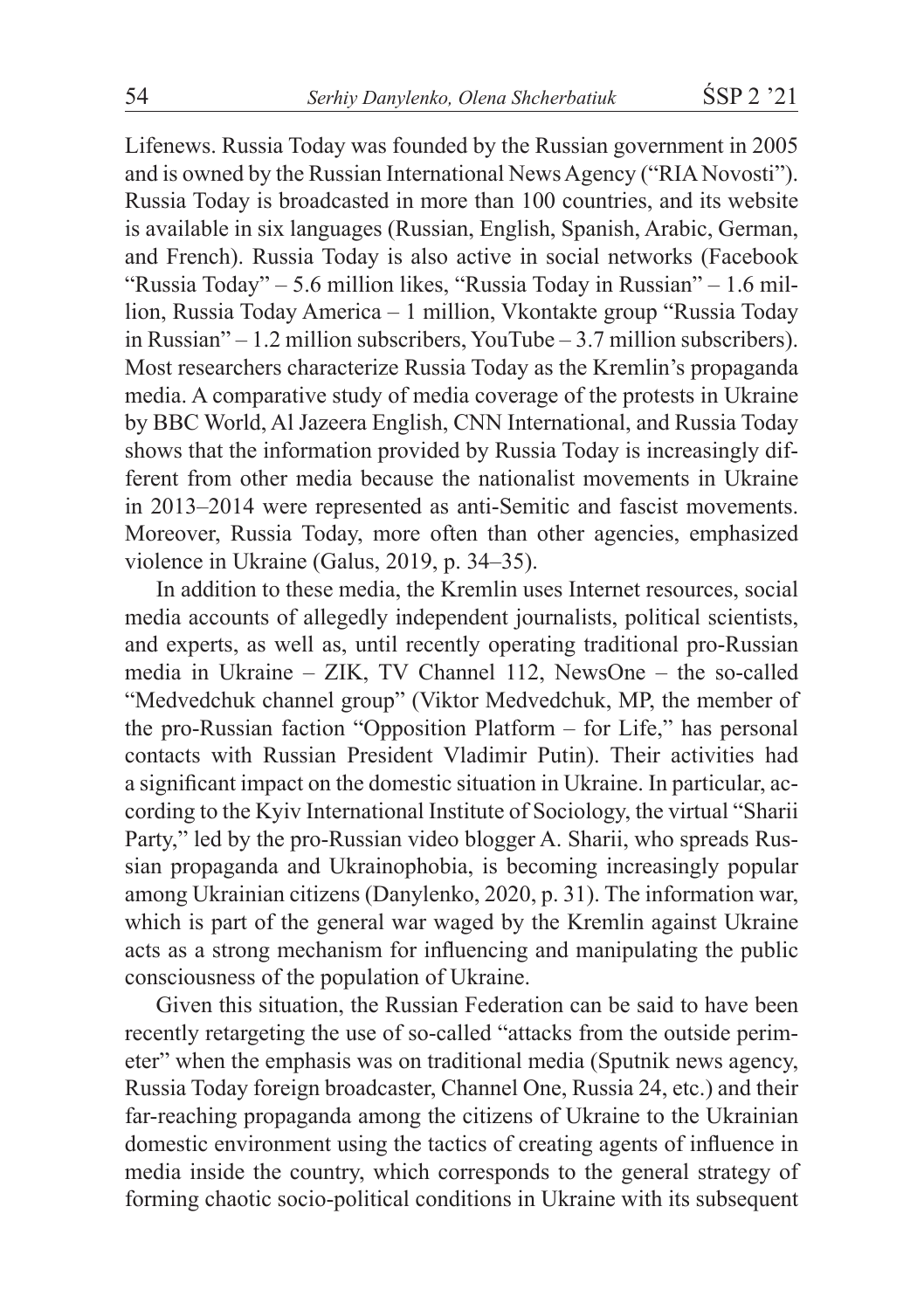Lifenews. Russia Today was founded by the Russian government in 2005 and is owned by the Russian International News Agency ("RIA Novosti"). Russia Today is broadcasted in more than 100 countries, and its website is available in six languages (Russian, English, Spanish, Arabic, German, and French). Russia Today is also active in social networks (Facebook "Russia Today" – 5.6 million likes, "Russia Today in Russian" – 1.6 million, Russia Today America – 1 million, Vkontakte group "Russia Today in Russian" – 1.2 million subscribers, YouTube – 3.7 million subscribers). Most researchers characterize Russia Today as the Kremlin's propaganda media. A comparative study of media coverage of the protests in Ukraine by BBC World, Al Jazeera English, CNN International, and Russia Today shows that the information provided by Russia Today is increasingly different from other media because the nationalist movements in Ukraine in 2013–2014 were represented as anti-Semitic and fascist movements. Moreover, Russia Today, more often than other agencies, emphasized violence in Ukraine (Galus, 2019, p. 34–35).

In addition to these media, the Kremlin uses Internet resources, social media accounts of allegedly independent journalists, political scientists, and experts, as well as, until recently operating traditional pro-Russian media in Ukraine – ZIK, TV Channel 112, NewsOne – the so-called "Medvedchuk channel group" (Viktor Medvedchuk, MP, the member of the pro-Russian faction "Opposition Platform – for Life," has personal contacts with Russian President Vladimir Putin). Their activities had a significant impact on the domestic situation in Ukraine. In particular, according to the Kyiv International Institute of Sociology, the virtual "Sharii Party," led by the pro-Russian video blogger A. Sharii, who spreads Russian propaganda and Ukrainophobia, is becoming increasingly popular among Ukrainian citizens (Danylenko, 2020, p. 31). The information war, which is part of the general war waged by the Kremlin against Ukraine acts as a strong mechanism for influencing and manipulating the public consciousness of the population of Ukraine.

Given this situation, the Russian Federation can be said to have been recently retargeting the use of so-called "attacks from the outside perimeter" when the emphasis was on traditional media (Sputnik news agency, Russia Today foreign broadcaster, Channel One, Russia 24, etc.) and their far-reaching propaganda among the citizens of Ukraine to the Ukrainian domestic environment using the tactics of creating agents of influence in media inside the country, which corresponds to the general strategy of forming chaotic socio-political conditions in Ukraine with its subsequent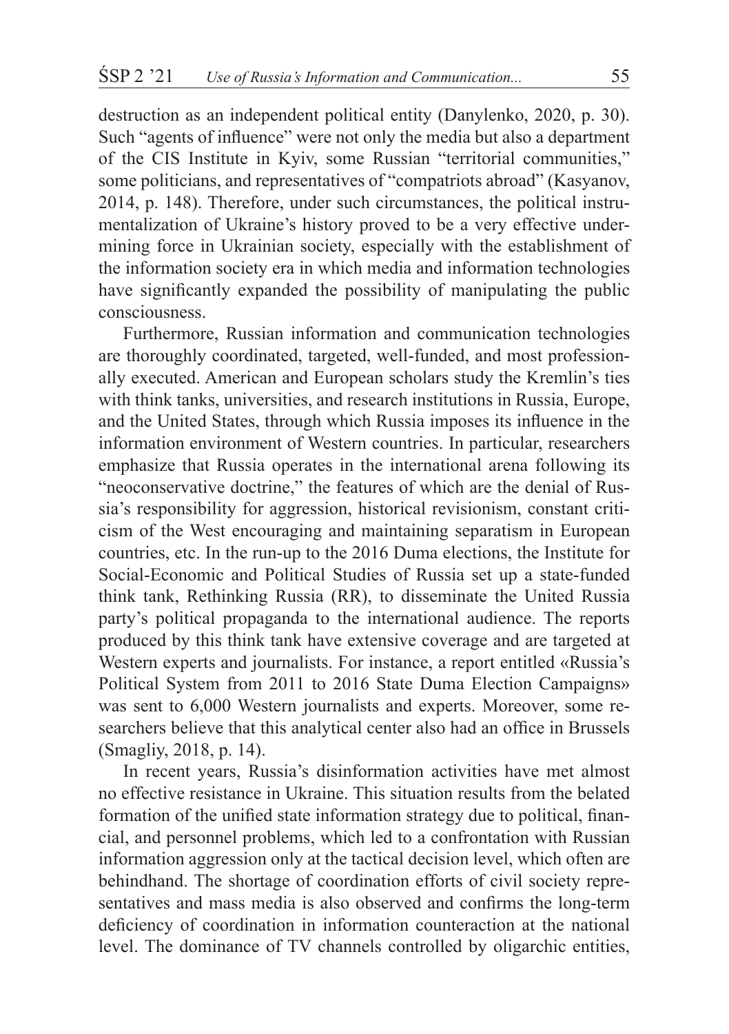destruction as an independent political entity (Danylenko, 2020, p. 30). Such "agents of influence" were not only the media but also a department of the CIS Institute in Kyiv, some Russian "territorial communities," some politicians, and representatives of "compatriots abroad" (Kasyanov, 2014, p. 148). Therefore, under such circumstances, the political instrumentalization of Ukraine's history proved to be a very effective undermining force in Ukrainian society, especially with the establishment of the information society era in which media and information technologies have significantly expanded the possibility of manipulating the public consciousness.

Furthermore, Russian information and communication technologies are thoroughly coordinated, targeted, well-funded, and most professionally executed. American and European scholars study the Kremlin's ties with think tanks, universities, and research institutions in Russia, Europe, and the United States, through which Russia imposes its influence in the information environment of Western countries. In particular, researchers emphasize that Russia operates in the international arena following its "neoconservative doctrine," the features of which are the denial of Russia's responsibility for aggression, historical revisionism, constant criticism of the West encouraging and maintaining separatism in European countries, etc. In the run-up to the 2016 Duma elections, the Institute for Social-Economic and Political Studies of Russia set up a state-funded think tank, Rethinking Russia (RR), to disseminate the United Russia party's political propaganda to the international audience. The reports produced by this think tank have extensive coverage and are targeted at Western experts and journalists. For instance, a report entitled «Russia's Political System from 2011 to 2016 State Duma Election Campaigns» was sent to 6,000 Western journalists and experts. Moreover, some researchers believe that this analytical center also had an office in Brussels (Smagliy, 2018, p. 14).

In recent years, Russia's disinformation activities have met almost no effective resistance in Ukraine. This situation results from the belated formation of the unified state information strategy due to political, financial, and personnel problems, which led to a confrontation with Russian information aggression only at the tactical decision level, which often are behindhand. The shortage of coordination efforts of civil society representatives and mass media is also observed and confirms the long-term deficiency of coordination in information counteraction at the national level. The dominance of TV channels controlled by oligarchic entities,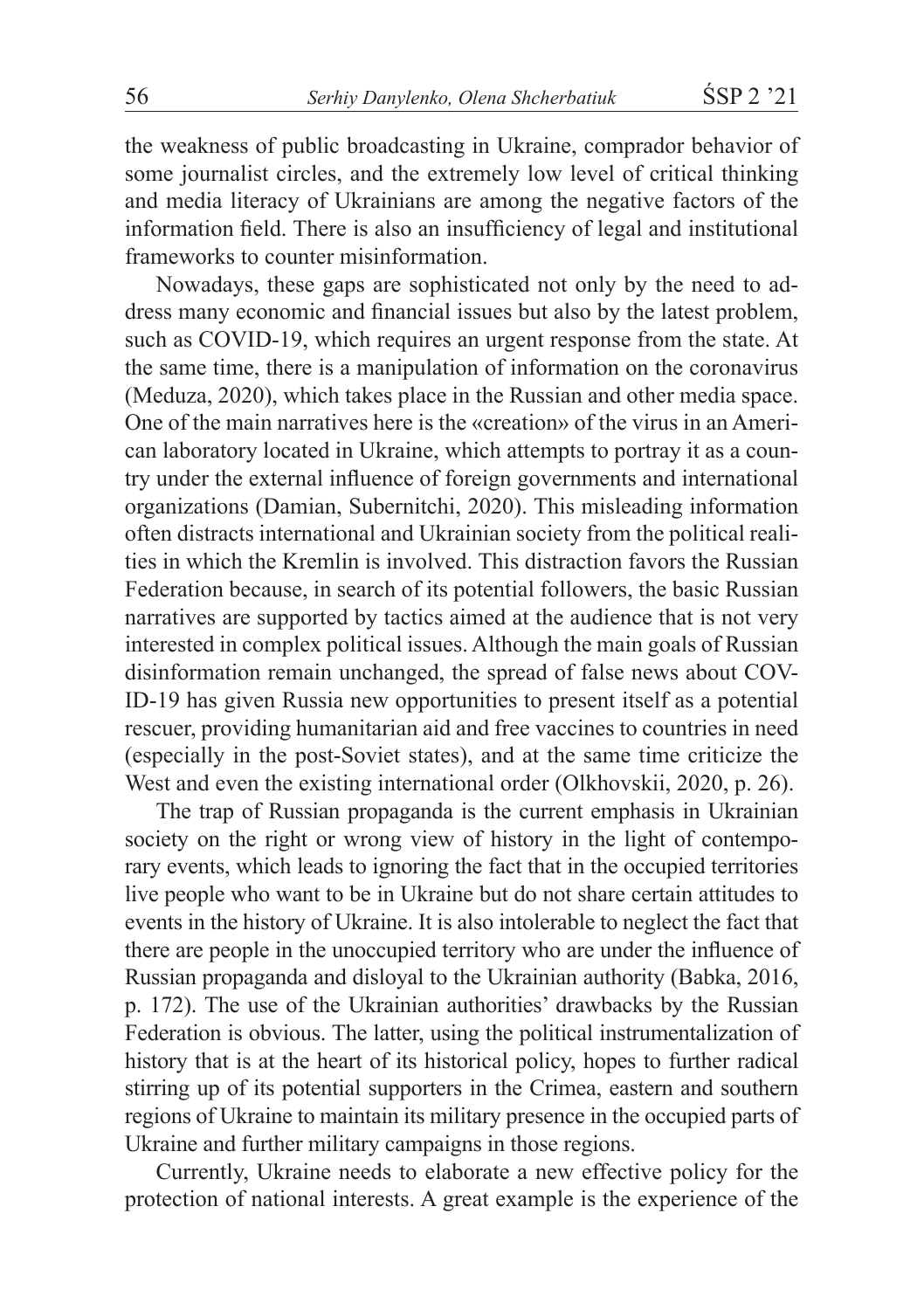the weakness of public broadcasting in Ukraine, comprador behavior of some journalist circles, and the extremely low level of critical thinking and media literacy of Ukrainians are among the negative factors of the information field. There is also an insufficiency of legal and institutional frameworks to counter misinformation.

Nowadays, these gaps are sophisticated not only by the need to address many economic and financial issues but also by the latest problem, such as COVID-19, which requires an urgent response from the state. At the same time, there is a manipulation of information on the coronavirus (Meduza, 2020), which takes place in the Russian and other media space. One of the main narratives here is the «creation» of the virus in an American laboratory located in Ukraine, which attempts to portray it as a country under the external influence of foreign governments and international organizations (Damian, Subernitchi, 2020). This misleading information often distracts international and Ukrainian society from the political realities in which the Kremlin is involved. This distraction favors the Russian Federation because, in search of its potential followers, the basic Russian narratives are supported by tactics aimed at the audience that is not very interested in complex political issues. Although the main goals of Russian disinformation remain unchanged, the spread of false news about COVID-19 has given Russia new opportunities to present itself as a potential rescuer, providing humanitarian aid and free vaccines to countries in need (especially in the post-Soviet states), and at the same time criticize the West and even the existing international order (Olkhovskii, 2020, p. 26).

The trap of Russian propaganda is the current emphasis in Ukrainian society on the right or wrong view of history in the light of contemporary events, which leads to ignoring the fact that in the occupied territories live people who want to be in Ukraine but do not share certain attitudes to events in the history of Ukraine. It is also intolerable to neglect the fact that there are people in the unoccupied territory who are under the influence of Russian propaganda and disloyal to the Ukrainian authority (Babka, 2016, p. 172). The use of the Ukrainian authorities' drawbacks by the Russian Federation is obvious. The latter, using the political instrumentalization of history that is at the heart of its historical policy, hopes to further radical stirring up of its potential supporters in the Crimea, eastern and southern regions of Ukraine to maintain its military presence in the occupied parts of Ukraine and further military campaigns in those regions.

Currently, Ukraine needs to elaborate a new effective policy for the protection of national interests. A great example is the experience of the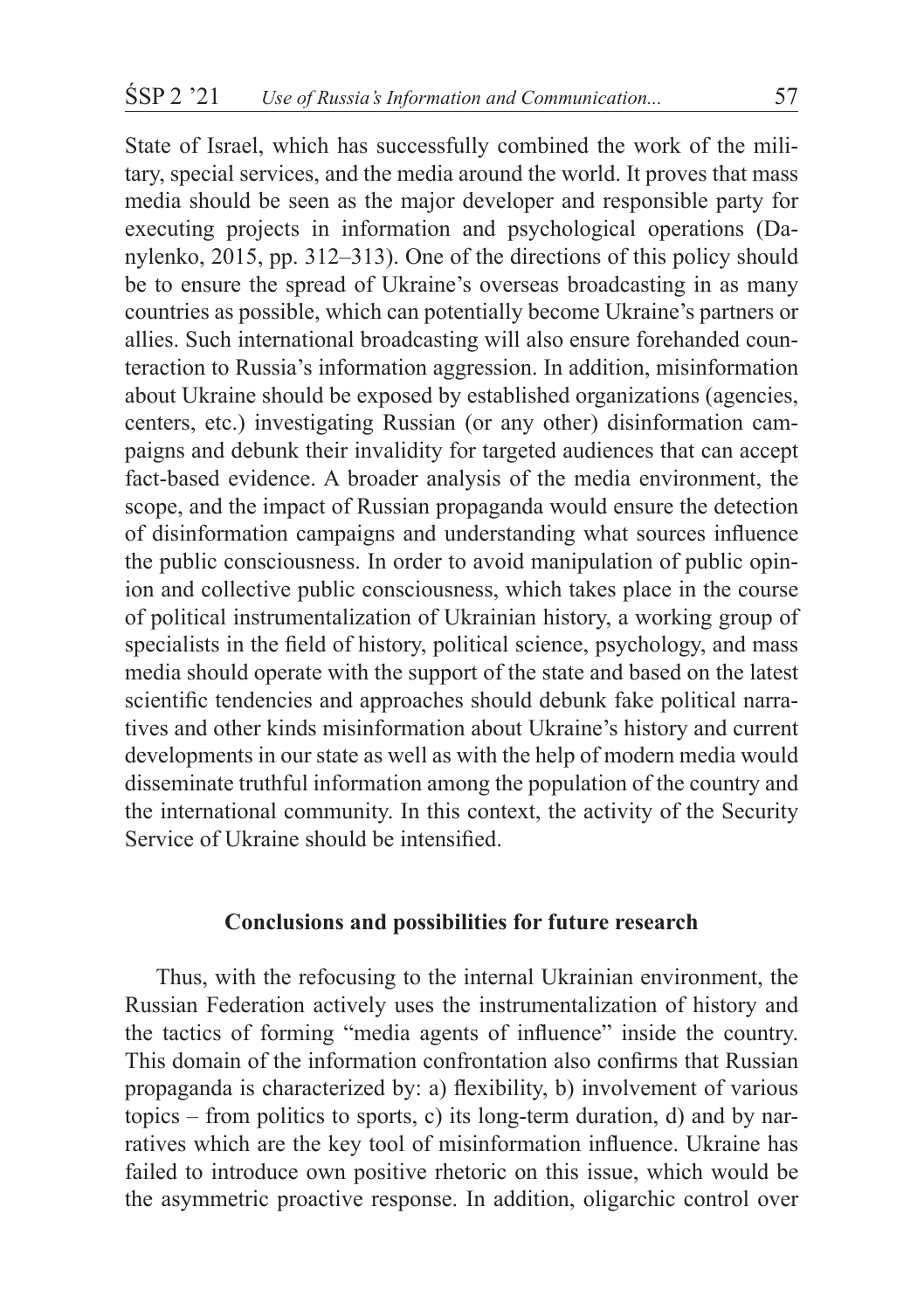State of Israel, which has successfully combined the work of the military, special services, and the media around the world. It proves that mass media should be seen as the major developer and responsible party for executing projects in information and psychological operations (Danylenko, 2015, pp. 312–313). One of the directions of this policy should be to ensure the spread of Ukraine's overseas broadcasting in as many countries as possible, which can potentially become Ukraine's partners or allies. Such international broadcasting will also ensure forehanded counteraction to Russia's information aggression. In addition, misinformation about Ukraine should be exposed by established organizations (agencies, centers, etc.) investigating Russian (or any other) disinformation campaigns and debunk their invalidity for targeted audiences that can accept fact-based evidence. A broader analysis of the media environment, the scope, and the impact of Russian propaganda would ensure the detection of disinformation campaigns and understanding what sources influence the public consciousness. In order to avoid manipulation of public opinion and collective public consciousness, which takes place in the course of political instrumentalization of Ukrainian history, a working group of specialists in the field of history, political science, psychology, and mass media should operate with the support of the state and based on the latest scientific tendencies and approaches should debunk fake political narratives and other kinds misinformation about Ukraine's history and current developments in our state as well as with the help of modern media would disseminate truthful information among the population of the country and the international community. In this context, the activity of the Security Service of Ukraine should be intensified.

## Conclusions and possibilities for future research

Thus, with the refocusing to the internal Ukrainian environment, the Russian Federation actively uses the instrumentalization of history and the tactics of forming "media agents of influence" inside the country. This domain of the information confrontation also confirms that Russian propaganda is characterized by: a) flexibility, b) involvement of various topics – from politics to sports, c) its long-term duration, d) and by narratives which are the key tool of misinformation influence. Ukraine has failed to introduce own positive rhetoric on this issue, which would be the asymmetric proactive response. In addition, oligarchic control over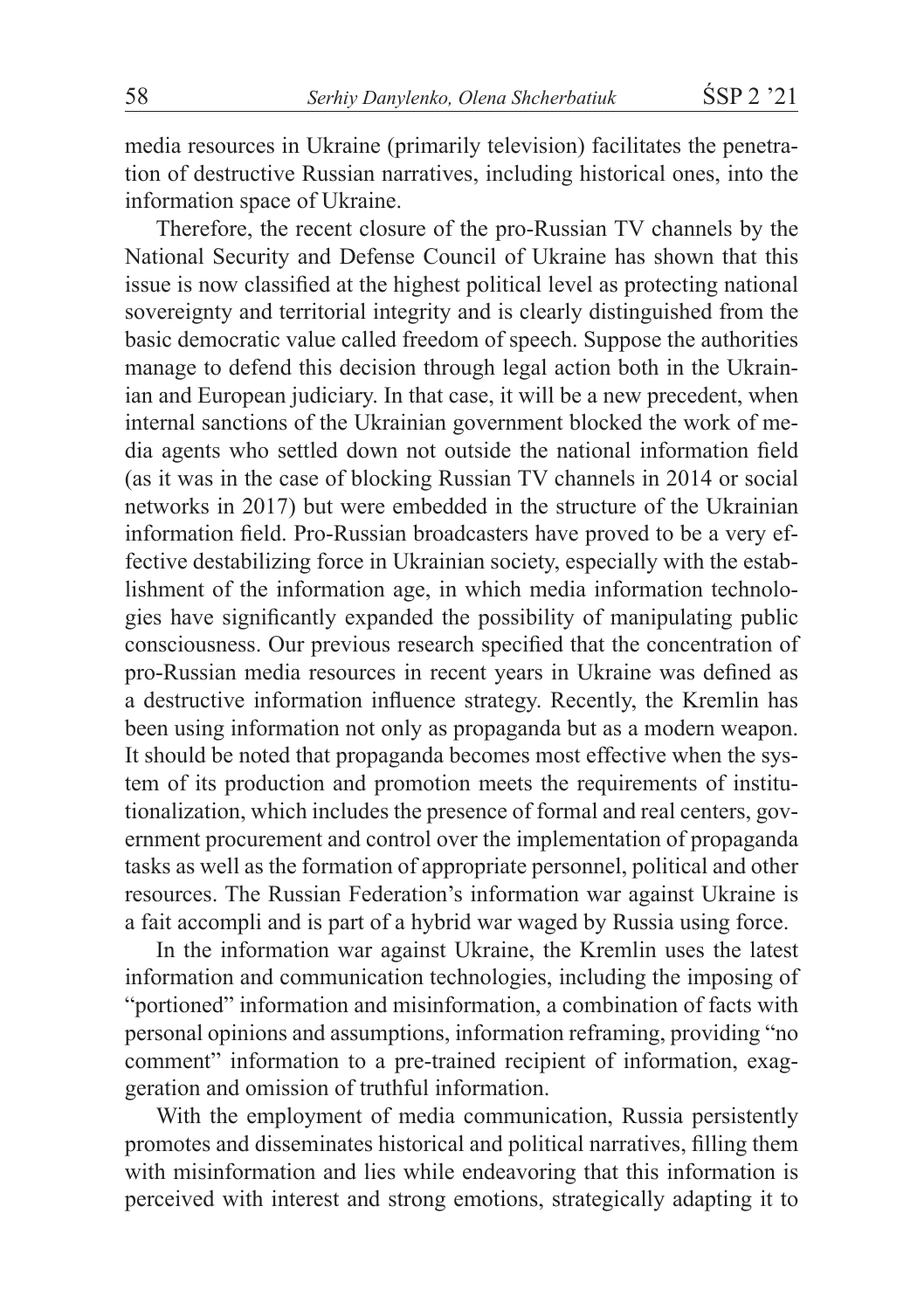media resources in Ukraine (primarily television) facilitates the penetration of destructive Russian narratives, including historical ones, into the information space of Ukraine.

Therefore, the recent closure of the pro-Russian TV channels by the National Security and Defense Council of Ukraine has shown that this issue is now classified at the highest political level as protecting national sovereignty and territorial integrity and is clearly distinguished from the basic democratic value called freedom of speech. Suppose the authorities manage to defend this decision through legal action both in the Ukrainian and European judiciary. In that case, it will be a new precedent, when internal sanctions of the Ukrainian government blocked the work of media agents who settled down not outside the national information field (as it was in the case of blocking Russian TV channels in 2014 or social networks in 2017) but were embedded in the structure of the Ukrainian information field. Pro-Russian broadcasters have proved to be a very effective destabilizing force in Ukrainian society, especially with the establishment of the information age, in which media information technologies have significantly expanded the possibility of manipulating public consciousness. Our previous research specified that the concentration of pro-Russian media resources in recent years in Ukraine was defined as a destructive information influence strategy. Recently, the Kremlin has been using information not only as propaganda but as a modern weapon. It should be noted that propaganda becomes most effective when the system of its production and promotion meets the requirements of institutionalization, which includes the presence of formal and real centers, government procurement and control over the implementation of propaganda tasks as well as the formation of appropriate personnel, political and other resources. The Russian Federation's information war against Ukraine is a fait accompli and is part of a hybrid war waged by Russia using force.

In the information war against Ukraine, the Kremlin uses the latest information and communication technologies, including the imposing of "portioned" information and misinformation, a combination of facts with personal opinions and assumptions, information reframing, providing "no comment" information to a pre-trained recipient of information, exaggeration and omission of truthful information.

With the employment of media communication, Russia persistently promotes and disseminates historical and political narratives, filling them with misinformation and lies while endeavoring that this information is perceived with interest and strong emotions, strategically adapting it to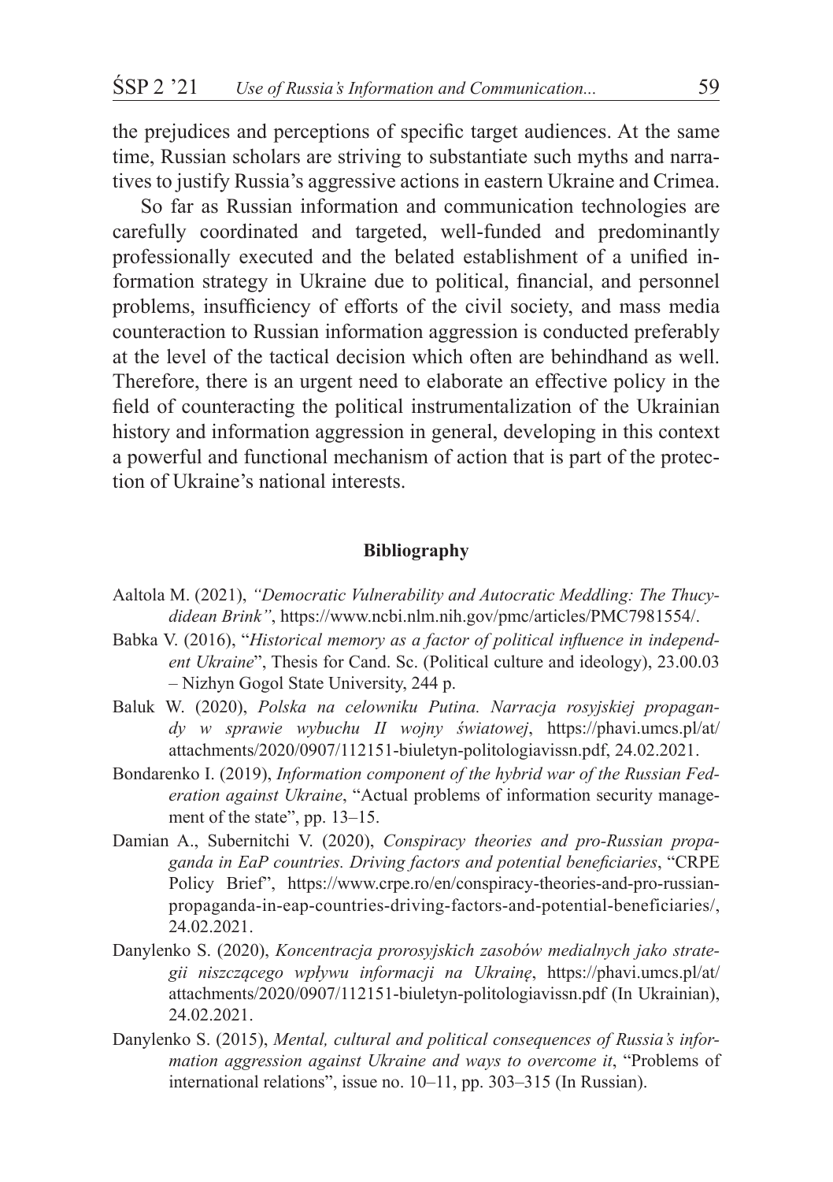the prejudices and perceptions of specific target audiences. At the same time, Russian scholars are striving to substantiate such myths and narratives to justify Russia's aggressive actions in eastern Ukraine and Crimea.

So far as Russian information and communication technologies are carefully coordinated and targeted, well-funded and predominantly professionally executed and the belated establishment of a unified information strategy in Ukraine due to political, financial, and personnel problems, insufficiency of efforts of the civil society, and mass media counteraction to Russian information aggression is conducted preferably at the level of the tactical decision which often are behindhand as well. Therefore, there is an urgent need to elaborate an effective policy in the field of counteracting the political instrumentalization of the Ukrainian history and information aggression in general, developing in this context a powerful and functional mechanism of action that is part of the protection of Ukraine's national interests.

**Bibliography**

Aaltola M. (2021), *"Democratic Vulnerability and Autocratic Meddling: The Thucydidean Brink"*, https://www.ncbi.nlm.nih.gov/pmc/articles/PMC7981554/.

Babka V. (2016), "*Historical memory as a factor of political influence in independent Ukraine*", Thesis for Cand. Sc. (Political culture and ideology), 23.00.03 – Nizhyn Gogol State University, 244 p.

Baluk W. (2020), *Polska na celowniku Putina. Narracja rosyjskiej propagandy w sprawie wybuchu II wojny światowej*, https://phavi.umcs.pl/at/attachments/2020/0907/112151-biuletyn-politologiavissn.pdf, 24.02.2021.

Bondarenko I. (2019), *Information component of the hybrid war of the Russian Federation against Ukraine*, "Actual problems of information security management of the state", pp. 13–15.

Damian A., Subernitchi V. (2020), *Conspiracy theories and pro-Russian propaganda in EaP countries. Driving factors and potential beneficiaries*, "CRPE Policy Brief", https://www.crpe.ro/en/conspiracy-theories-and-pro-russian-propaganda-in-eap-countries-driving-factors-and-potential-beneficiaries/, 24.02.2021.

Danylenko S. (2020), *Koncentracja prorosyjskich zasobów medialnych jako strategii niszczącego wpływu informacji na Ukrainę*, https://phavi.umcs.pl/at/attachments/2020/0907/112151-biuletyn-politologiavissn.pdf (In Ukrainian), 24.02.2021.

Danylenko S. (2015), *Mental, cultural and political consequences of Russia's information aggression against Ukraine and ways to overcome it*, "Problems of international relations", issue no. 10–11, pp. 303–315 (In Russian).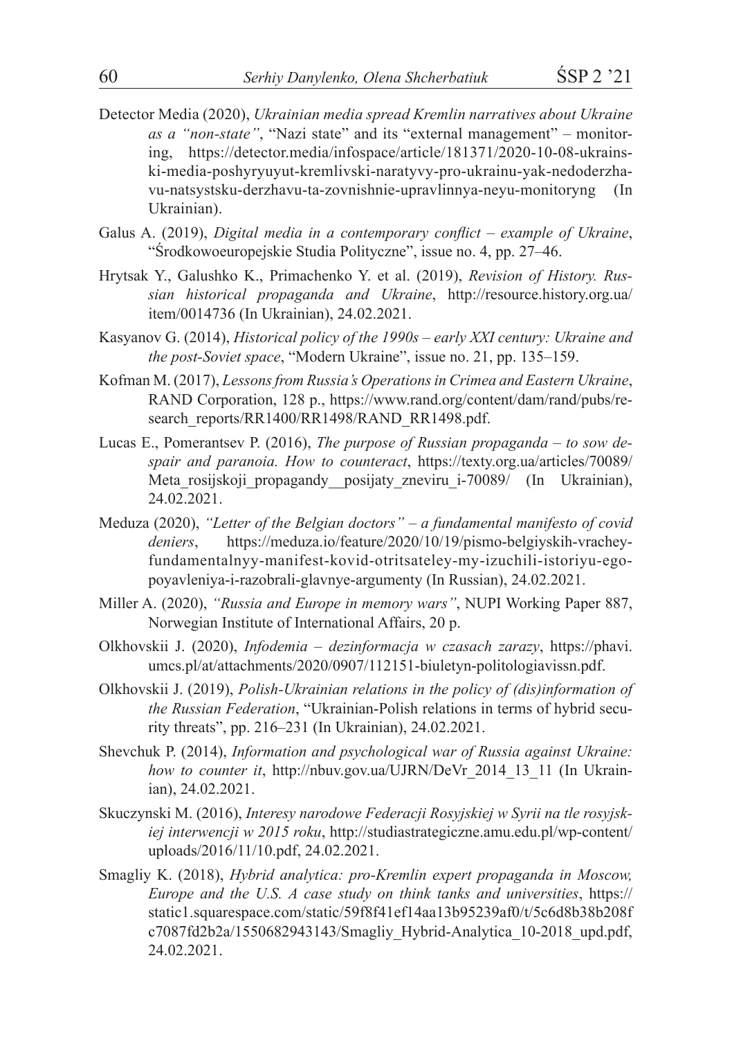Detector Media (2020), *Ukrainian media spread Kremlin narratives about Ukraine as a "non-state"*, "Nazi state" and its "external management" – monitoring, https://detector.media/infospace/article/181371/2020-10-08-ukrainski-media-poshyryuyut-kremlivski-naratyvy-pro-ukrainu-yak-nedoderzhavu-natsystsku-derzhavu-ta-zovnishnie-upravlinnya-neyu-monitoryng (In Ukrainian).

Galus A. (2019), *Digital media in a contemporary conflict – example of Ukraine*, "Środkowoeuropejskie Studia Polityczne", issue no. 4, pp. 27–46.

Hrytsak Y., Galushko K., Primachenko Y. et al. (2019), *Revision of History. Russian historical propaganda and Ukraine*, http://resource.history.org.ua/item/0014736 (In Ukrainian), 24.02.2021.

Kasyanov G. (2014), *Historical policy of the 1990s – early XXI century: Ukraine and the post-Soviet space*, "Modern Ukraine", issue no. 21, pp. 135–159.

Kofman M. (2017), *Lessons from Russia's Operations in Crimea and Eastern Ukraine*, RAND Corporation, 128 p., https://www.rand.org/content/dam/rand/pubs/research_reports/RR1400/RR1498/RAND_RR1498.pdf.

Lucas E., Pomerantsev P. (2016), *The purpose of Russian propaganda – to sow despair and paranoia. How to counteract*, https://texty.org.ua/articles/70089/Meta_rosijskoji_propagandy__posijaty_zneviru_i-70089/ (In Ukrainian), 24.02.2021.

Meduza (2020), *"Letter of the Belgian doctors" – a fundamental manifesto of covid deniers*, https://meduza.io/feature/2020/10/19/pismo-belgiyskih-vracheyfundamentalnyy-manifest-kovid-otritsateley-my-izuchili-istoriyu-egopoyavleniya-i-razobrali-glavnye-argumenty (In Russian), 24.02.2021.

Miller A. (2020), *"Russia and Europe in memory wars"*, NUPI Working Paper 887, Norwegian Institute of International Affairs, 20 p.

Olkhovskii J. (2020), *Infodemia – dezinformacja w czasach zarazy*, https://phavi.umcs.pl/at/attachments/2020/0907/112151-biuletyn-politologiavissn.pdf.

Olkhovskii J. (2019), *Polish-Ukrainian relations in the policy of (dis)information of the Russian Federation*, "Ukrainian-Polish relations in terms of hybrid security threats", pp. 216–231 (In Ukrainian), 24.02.2021.

Shevchuk P. (2014), *Information and psychological war of Russia against Ukraine: how to counter it*, http://nbuv.gov.ua/UJRN/DeVr_2014_13_11 (In Ukrainian), 24.02.2021.

Skuczynski M. (2016), *Interesy narodowe Federacji Rosyjskiej w Syrii na tle rosyjskiej interwencji w 2015 roku*, http://studiastrategiczne.amu.edu.pl/wp-content/uploads/2016/11/10.pdf, 24.02.2021.

Smagliy K. (2018), *Hybrid analytica: pro-Kremlin expert propaganda in Moscow, Europe and the U.S. A case study on think tanks and universities*, https://static1.squarespace.com/static/59f8f41ef14aa13b95239af0/t/5c6d8b38b208fc7087fd2b2a/1550682943143/Smagliy_Hybrid-Analytica_10-2018_upd.pdf, 24.02.2021.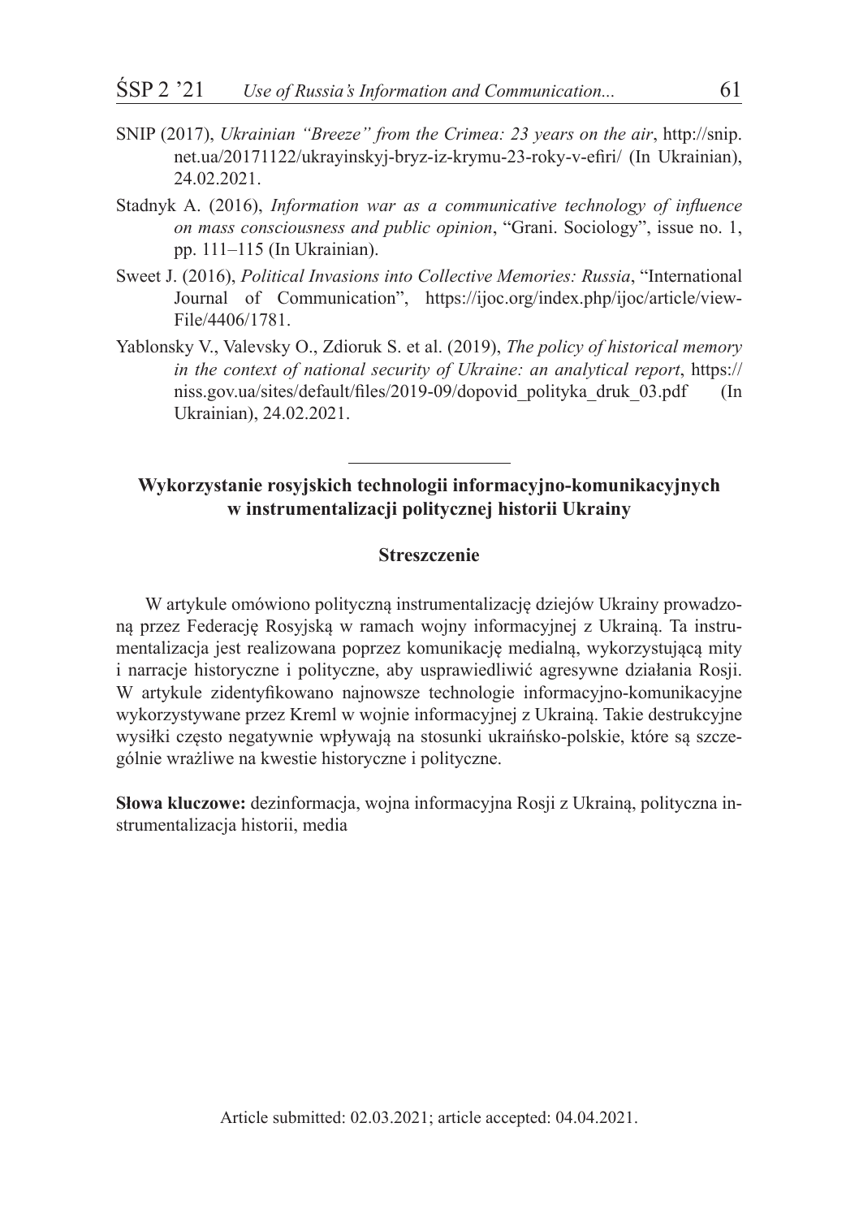SNIP (2017), *Ukrainian "Breeze" from the Crimea: 23 years on the air*, http://snip.net.ua/20171122/ukrayinskyj-bryz-iz-krymu-23-roky-v-efiri/ (In Ukrainian), 24.02.2021.

Stadnyk A. (2016), *Information war as a communicative technology of influence on mass consciousness and public opinion*, "Grani. Sociology", issue no. 1, pp. 111–115 (In Ukrainian).

Sweet J. (2016), *Political Invasions into Collective Memories: Russia*, "International Journal of Communication", https://ijoc.org/index.php/ijoc/article/viewFile/4406/1781.

Yablonsky V., Valevsky O., Zdioruk S. et al. (2019), *The policy of historical memory in the context of national security of Ukraine: an analytical report*, https://niss.gov.ua/sites/default/files/2019-09/dopovid_polityka_druk_03.pdf (In Ukrainian), 24.02.2021.

---

**Wykorzystanie rosyjskich technologii informacyjno-komunikacyjnych w instrumentalizacji politycznej historii Ukrainy**

**Streszczenie**

W artykule omówiono polityczną instrumentalizację dziejów Ukrainy prowadzoną przez Federację Rosyjską w ramach wojny informacyjnej z Ukrainą. Ta instrumentalizacja jest realizowana poprzez komunikację medialną, wykorzystującą mity i narracje historyczne i polityczne, aby usprawiedliwić agresywne działania Rosji. W artykule zidentyfikowano najnowsze technologie informacyjno-komunikacyjne wykorzystywane przez Kreml w wojnie informacyjnej z Ukrainą. Takie destrukcyjne wysiłki często negatywnie wpływają na stosunki ukraińsko-polskie, które są szczególnie wrażliwe na kwestie historyczne i polityczne.

**Słowa kluczowe:** dezinformacja, wojna informacyjna Rosji z Ukrainą, polityczna instrumentalizacja historii, media

Article submitted: 02.03.2021; article accepted: 04.04.2021.